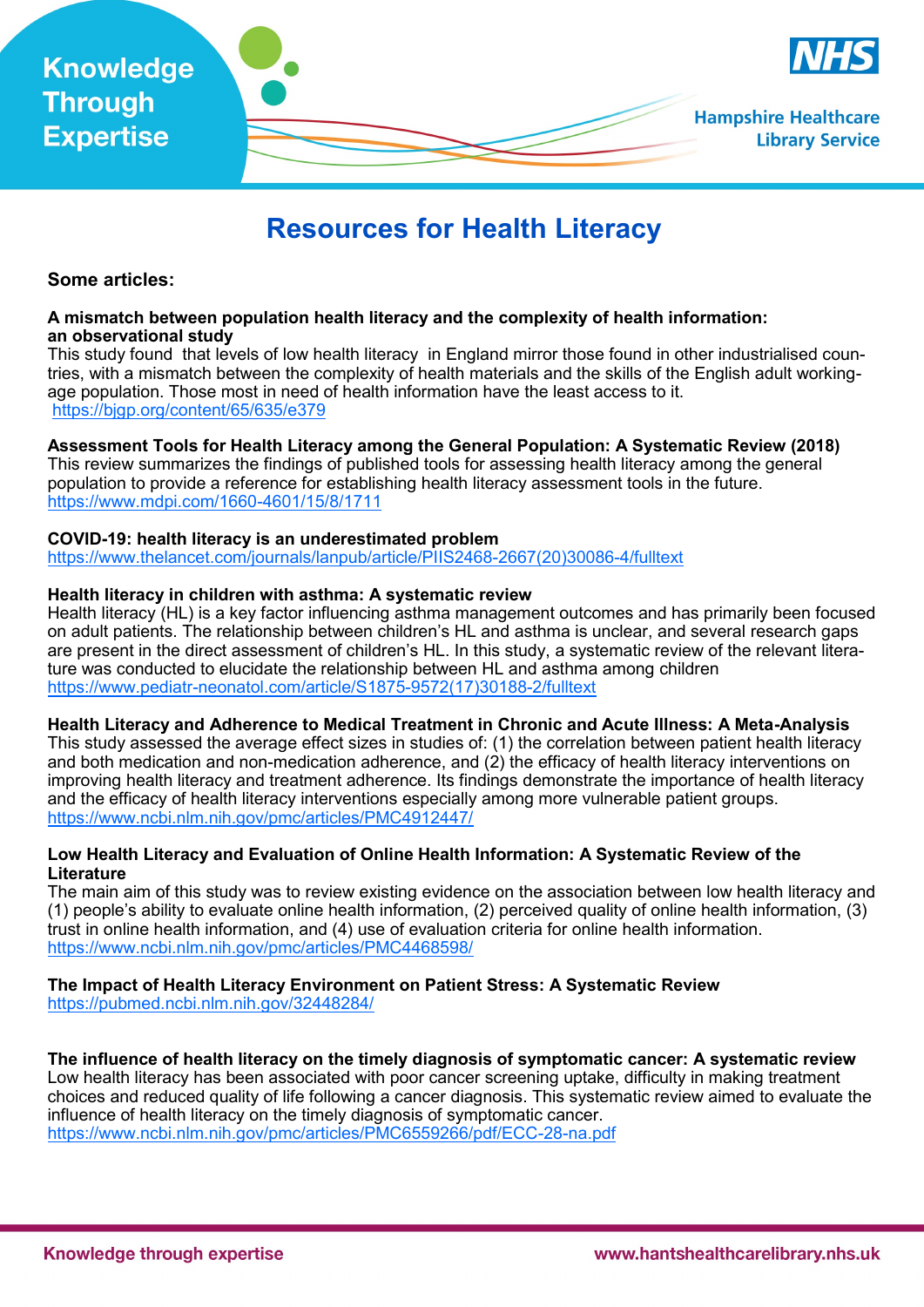# Resources for Health Literacy

**Some articles:**

**A mismatch between population health literacy and the complexity of health information: an observational study**
This study found that levels of low health literacy in England mirror those found in other industrialised countries, with a mismatch between the complexity of health materials and the skills of the English adult working-age population. Those most in need of health information have the least access to it.
https://bjgp.org/content/65/635/e379

**Assessment Tools for Health Literacy among the General Population: A Systematic Review (2018)**
This review summarizes the findings of published tools for assessing health literacy among the general population to provide a reference for establishing health literacy assessment tools in the future.
https://www.mdpi.com/1660-4601/15/8/1711

**COVID-19: health literacy is an underestimated problem**
https://www.thelancet.com/journals/lanpub/article/PIIS2468-2667(20)30086-4/fulltext

**Health literacy in children with asthma: A systematic review**
Health literacy (HL) is a key factor influencing asthma management outcomes and has primarily been focused on adult patients. The relationship between children's HL and asthma is unclear, and several research gaps are present in the direct assessment of children's HL. In this study, a systematic review of the relevant literature was conducted to elucidate the relationship between HL and asthma among children
https://www.pediatr-neonatol.com/article/S1875-9572(17)30188-2/fulltext

**Health Literacy and Adherence to Medical Treatment in Chronic and Acute Illness: A Meta-Analysis**
This study assessed the average effect sizes in studies of: (1) the correlation between patient health literacy and both medication and non-medication adherence, and (2) the efficacy of health literacy interventions on improving health literacy and treatment adherence. Its findings demonstrate the importance of health literacy and the efficacy of health literacy interventions especially among more vulnerable patient groups.
https://www.ncbi.nlm.nih.gov/pmc/articles/PMC4912447/

**Low Health Literacy and Evaluation of Online Health Information: A Systematic Review of the Literature**
The main aim of this study was to review existing evidence on the association between low health literacy and (1) people's ability to evaluate online health information, (2) perceived quality of online health information, (3) trust in online health information, and (4) use of evaluation criteria for online health information.
https://www.ncbi.nlm.nih.gov/pmc/articles/PMC4468598/

**The Impact of Health Literacy Environment on Patient Stress: A Systematic Review**
https://pubmed.ncbi.nlm.nih.gov/32448284/

**The influence of health literacy on the timely diagnosis of symptomatic cancer: A systematic review**
Low health literacy has been associated with poor cancer screening uptake, difficulty in making treatment choices and reduced quality of life following a cancer diagnosis. This systematic review aimed to evaluate the influence of health literacy on the timely diagnosis of symptomatic cancer.
https://www.ncbi.nlm.nih.gov/pmc/articles/PMC6559266/pdf/ECC-28-na.pdf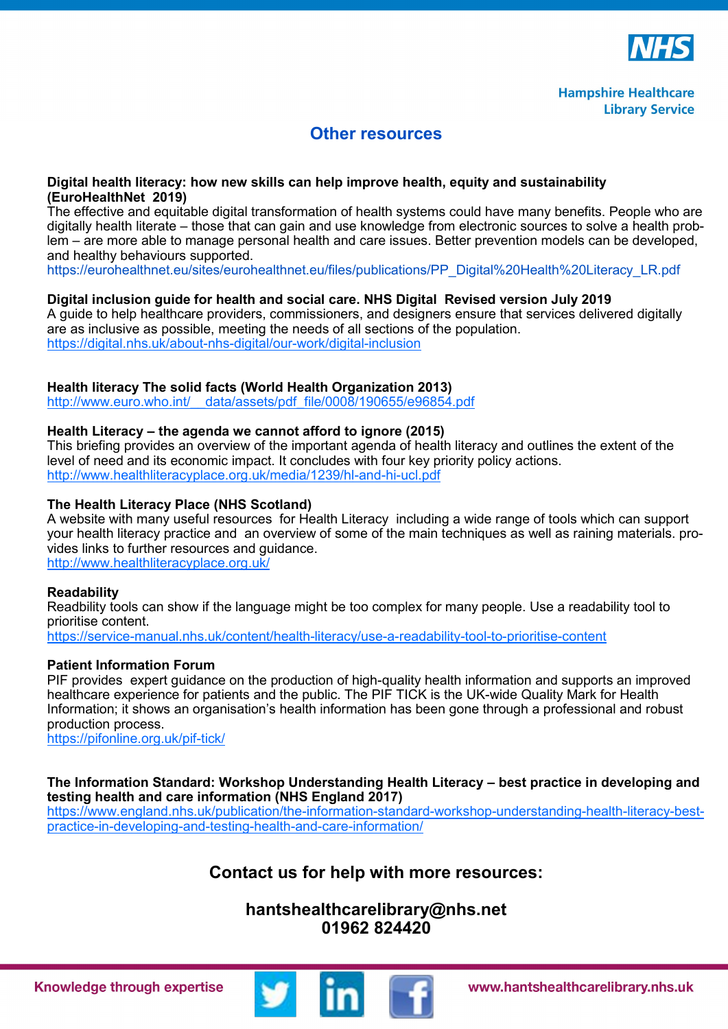## Other resources

**Digital health literacy: how new skills can help improve health, equity and sustainability (EuroHealthNet 2019)**
The effective and equitable digital transformation of health systems could have many benefits. People who are digitally health literate – those that can gain and use knowledge from electronic sources to solve a health problem – are more able to manage personal health and care issues. Better prevention models can be developed, and healthy behaviours supported.
https://eurohealthnet.eu/sites/eurohealthnet.eu/files/publications/PP_Digital%20Health%20Literacy_LR.pdf

**Digital inclusion guide for health and social care. NHS Digital Revised version July 2019**
A guide to help healthcare providers, commissioners, and designers ensure that services delivered digitally are as inclusive as possible, meeting the needs of all sections of the population.
https://digital.nhs.uk/about-nhs-digital/our-work/digital-inclusion

**Health literacy The solid facts (World Health Organization 2013)**
http://www.euro.who.int/__data/assets/pdf_file/0008/190655/e96854.pdf

**Health Literacy – the agenda we cannot afford to ignore (2015)**
This briefing provides an overview of the important agenda of health literacy and outlines the extent of the level of need and its economic impact. It concludes with four key priority policy actions.
http://www.healthliteracyplace.org.uk/media/1239/hl-and-hi-ucl.pdf

**The Health Literacy Place (NHS Scotland)**
A website with many useful resources for Health Literacy including a wide range of tools which can support your health literacy practice and an overview of some of the main techniques as well as raining materials. provides links to further resources and guidance.
http://www.healthliteracyplace.org.uk/

**Readability**
Readbility tools can show if the language might be too complex for many people. Use a readability tool to prioritise content.
https://service-manual.nhs.uk/content/health-literacy/use-a-readability-tool-to-prioritise-content

**Patient Information Forum**
PIF provides expert guidance on the production of high-quality health information and supports an improved healthcare experience for patients and the public. The PIF TICK is the UK-wide Quality Mark for Health Information; it shows an organisation's health information has been gone through a professional and robust production process.
https://pifonline.org.uk/pif-tick/

**The Information Standard: Workshop Understanding Health Literacy – best practice in developing and testing health and care information (NHS England 2017)**
https://www.england.nhs.uk/publication/the-information-standard-workshop-understanding-health-literacy-best-practice-in-developing-and-testing-health-and-care-information/

### Contact us for help with more resources:

**hantshealthcarelibrary@nhs.net**
**01962 824420**